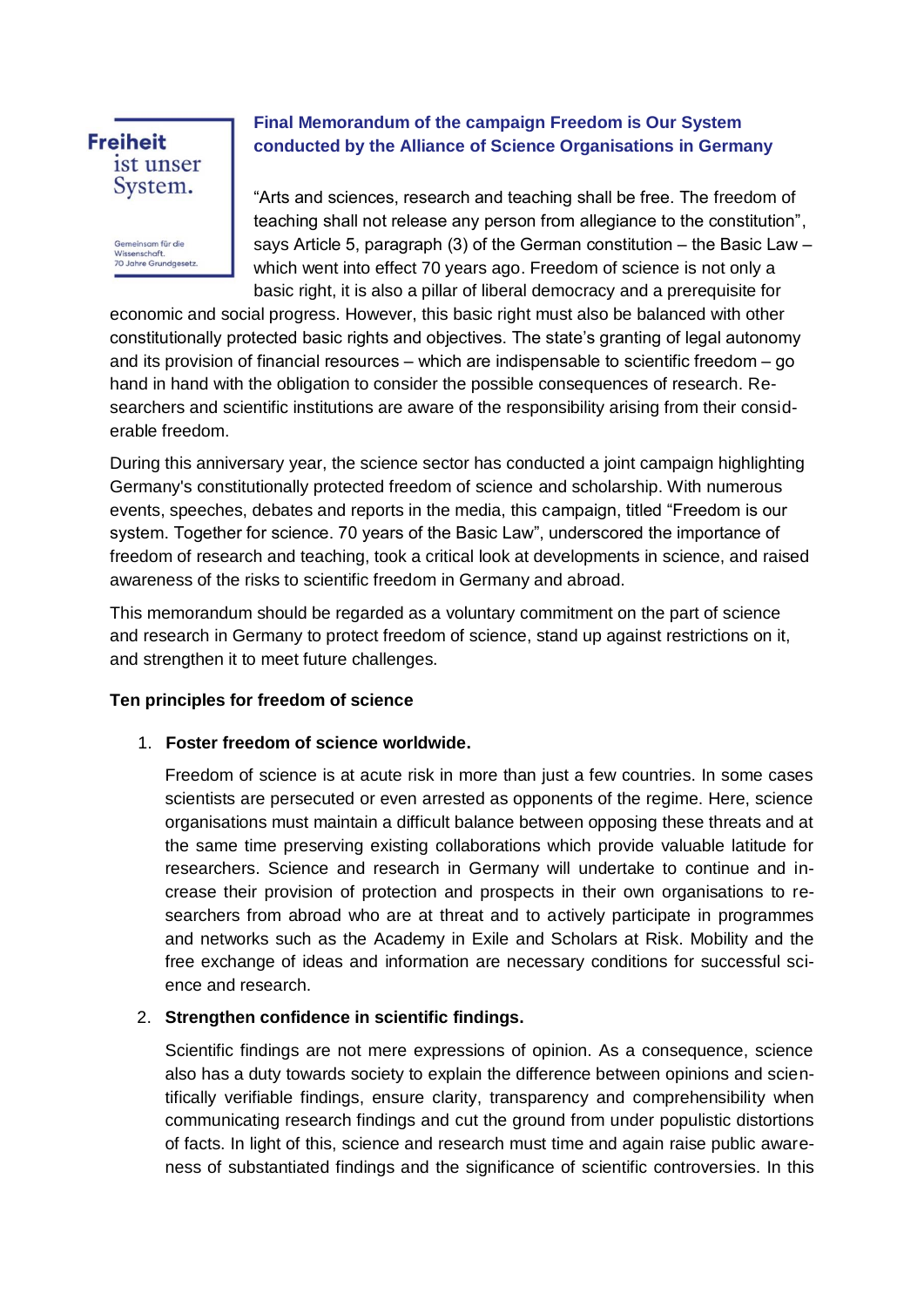Freiheit ist unser System.

Gemeinsam für die Wissenschaft. 70 Jahre Grundgesetz.

**Final Memorandum of the campaign Freedom is Our System conducted by the Alliance of Science Organisations in Germany**

"Arts and sciences, research and teaching shall be free. The freedom of teaching shall not release any person from allegiance to the constitution", says Article 5, paragraph (3) of the German constitution – the Basic Law – which went into effect 70 years ago. Freedom of science is not only a basic right, it is also a pillar of liberal democracy and a prerequisite for economic and social progress. However, this basic right must also be balanced with other constitutionally protected basic rights and objectives. The state's granting of legal autonomy and its provision of financial resources – which are indispensable to scientific freedom – go hand in hand with the obligation to consider the possible consequences of research. Researchers and scientific institutions are aware of the responsibility arising from their considerable freedom.

During this anniversary year, the science sector has conducted a joint campaign highlighting Germany's constitutionally protected freedom of science and scholarship. With numerous events, speeches, debates and reports in the media, this campaign, titled "Freedom is our system. Together for science. 70 years of the Basic Law", underscored the importance of freedom of research and teaching, took a critical look at developments in science, and raised awareness of the risks to scientific freedom in Germany and abroad.

This memorandum should be regarded as a voluntary commitment on the part of science and research in Germany to protect freedom of science, stand up against restrictions on it, and strengthen it to meet future challenges.

**Ten principles for freedom of science**

1. **Foster freedom of science worldwide.**

   Freedom of science is at acute risk in more than just a few countries. In some cases scientists are persecuted or even arrested as opponents of the regime. Here, science organisations must maintain a difficult balance between opposing these threats and at the same time preserving existing collaborations which provide valuable latitude for researchers. Science and research in Germany will undertake to continue and increase their provision of protection and prospects in their own organisations to researchers from abroad who are at threat and to actively participate in programmes and networks such as the Academy in Exile and Scholars at Risk. Mobility and the free exchange of ideas and information are necessary conditions for successful science and research.

2. **Strengthen confidence in scientific findings.**

   Scientific findings are not mere expressions of opinion. As a consequence, science also has a duty towards society to explain the difference between opinions and scientifically verifiable findings, ensure clarity, transparency and comprehensibility when communicating research findings and cut the ground from under populistic distortions of facts. In light of this, science and research must time and again raise public awareness of substantiated findings and the significance of scientific controversies. In this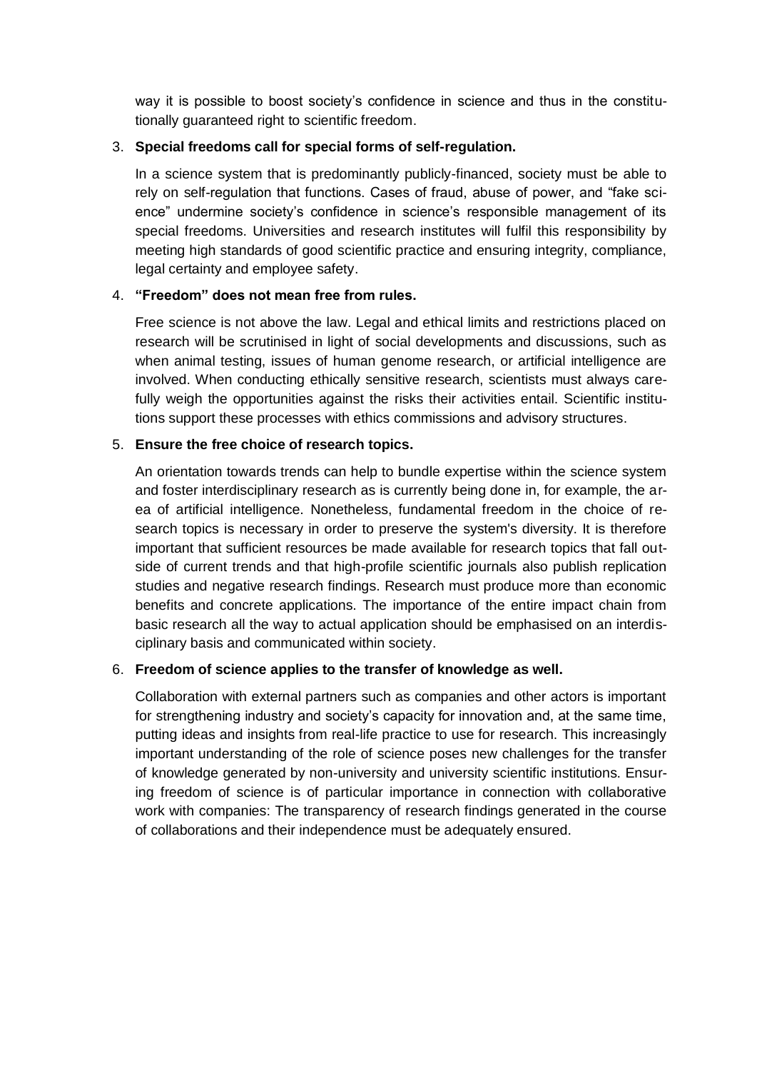way it is possible to boost society's confidence in science and thus in the constitutionally guaranteed right to scientific freedom.

3. **Special freedoms call for special forms of self-regulation.**

   In a science system that is predominantly publicly-financed, society must be able to rely on self-regulation that functions. Cases of fraud, abuse of power, and "fake science" undermine society's confidence in science's responsible management of its special freedoms. Universities and research institutes will fulfil this responsibility by meeting high standards of good scientific practice and ensuring integrity, compliance, legal certainty and employee safety.

4. **"Freedom" does not mean free from rules.**

   Free science is not above the law. Legal and ethical limits and restrictions placed on research will be scrutinised in light of social developments and discussions, such as when animal testing, issues of human genome research, or artificial intelligence are involved. When conducting ethically sensitive research, scientists must always carefully weigh the opportunities against the risks their activities entail. Scientific institutions support these processes with ethics commissions and advisory structures.

5. **Ensure the free choice of research topics.**

   An orientation towards trends can help to bundle expertise within the science system and foster interdisciplinary research as is currently being done in, for example, the area of artificial intelligence. Nonetheless, fundamental freedom in the choice of research topics is necessary in order to preserve the system's diversity. It is therefore important that sufficient resources be made available for research topics that fall outside of current trends and that high-profile scientific journals also publish replication studies and negative research findings. Research must produce more than economic benefits and concrete applications. The importance of the entire impact chain from basic research all the way to actual application should be emphasised on an interdisciplinary basis and communicated within society.

6. **Freedom of science applies to the transfer of knowledge as well.**

   Collaboration with external partners such as companies and other actors is important for strengthening industry and society's capacity for innovation and, at the same time, putting ideas and insights from real-life practice to use for research. This increasingly important understanding of the role of science poses new challenges for the transfer of knowledge generated by non-university and university scientific institutions. Ensuring freedom of science is of particular importance in connection with collaborative work with companies: The transparency of research findings generated in the course of collaborations and their independence must be adequately ensured.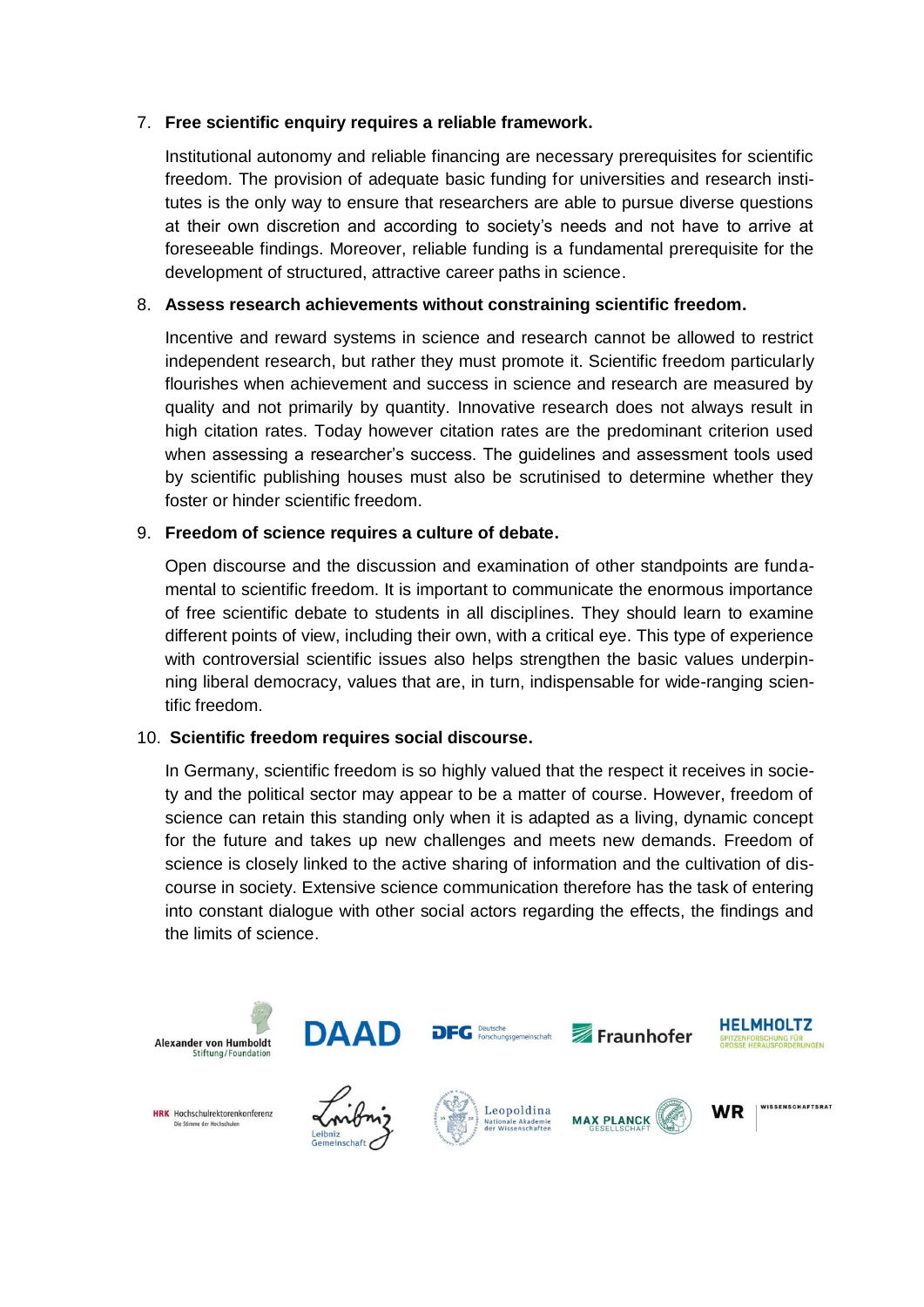7. **Free scientific enquiry requires a reliable framework.**

   Institutional autonomy and reliable financing are necessary prerequisites for scientific freedom. The provision of adequate basic funding for universities and research institutes is the only way to ensure that researchers are able to pursue diverse questions at their own discretion and according to society's needs and not have to arrive at foreseeable findings. Moreover, reliable funding is a fundamental prerequisite for the development of structured, attractive career paths in science.

8. **Assess research achievements without constraining scientific freedom.**

   Incentive and reward systems in science and research cannot be allowed to restrict independent research, but rather they must promote it. Scientific freedom particularly flourishes when achievement and success in science and research are measured by quality and not primarily by quantity. Innovative research does not always result in high citation rates. Today however citation rates are the predominant criterion used when assessing a researcher's success. The guidelines and assessment tools used by scientific publishing houses must also be scrutinised to determine whether they foster or hinder scientific freedom.

9. **Freedom of science requires a culture of debate.**

   Open discourse and the discussion and examination of other standpoints are fundamental to scientific freedom. It is important to communicate the enormous importance of free scientific debate to students in all disciplines. They should learn to examine different points of view, including their own, with a critical eye. This type of experience with controversial scientific issues also helps strengthen the basic values underpinning liberal democracy, values that are, in turn, indispensable for wide-ranging scientific freedom.

10. **Scientific freedom requires social discourse.**

    In Germany, scientific freedom is so highly valued that the respect it receives in society and the political sector may appear to be a matter of course. However, freedom of science can retain this standing only when it is adapted as a living, dynamic concept for the future and takes up new challenges and meets new demands. Freedom of science is closely linked to the active sharing of information and the cultivation of discourse in society. Extensive science communication therefore has the task of entering into constant dialogue with other social actors regarding the effects, the findings and the limits of science.

Alexander von Humboldt Stiftung/Foundation | DAAD | DFG Deutsche Forschungsgemeinschaft | Fraunhofer | HELMHOLTZ Spitzenforschung für große Herausforderungen

HRK Hochschulrektorenkonferenz Die Stimme der Hochschulen | Leibniz Gemeinschaft | Leopoldina Nationale Akademie der Wissenschaften | MAX PLANCK GESELLSCHAFT | WR Wissenschaftsrat